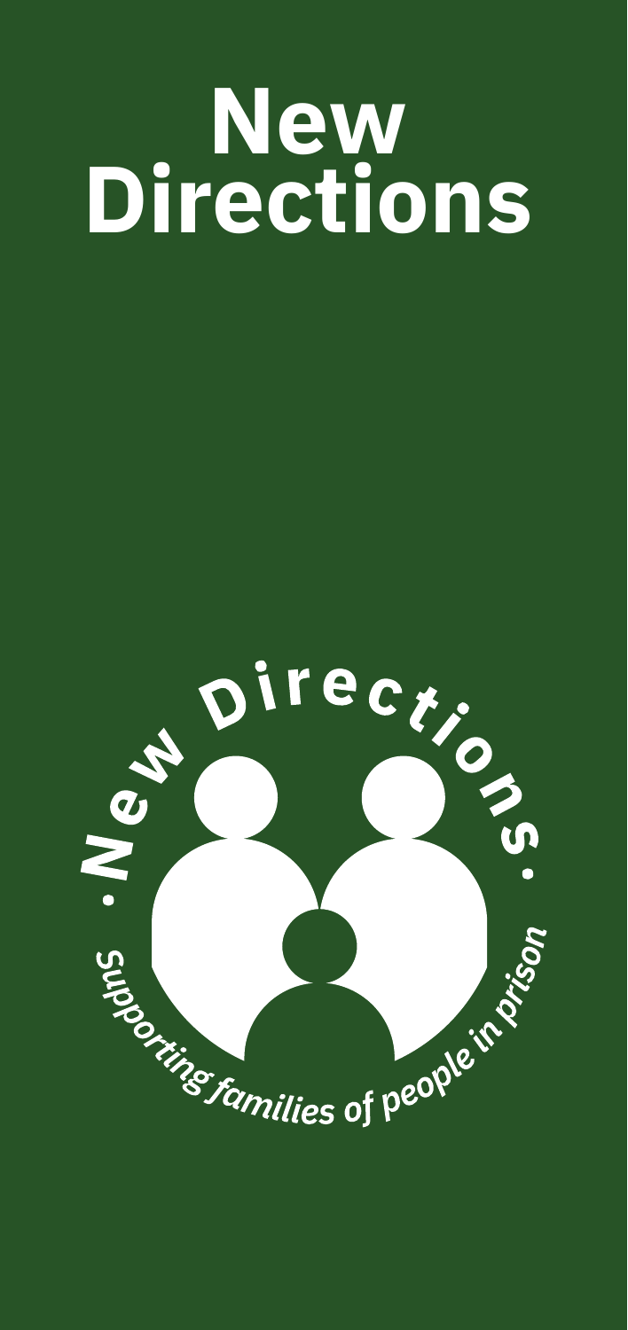# New Directions

· New Directions ·

*Supporting families of people in prison*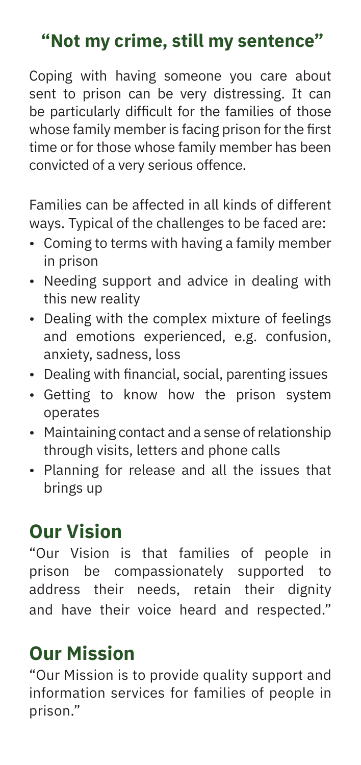## “Not my crime, still my sentence”

Coping with having someone you care about sent to prison can be very distressing. It can be particularly difficult for the families of those whose family member is facing prison for the first time or for those whose family member has been convicted of a very serious offence.

Families can be affected in all kinds of different ways. Typical of the challenges to be faced are:

- Coming to terms with having a family member in prison
- Needing support and advice in dealing with this new reality
- Dealing with the complex mixture of feelings and emotions experienced, e.g. confusion, anxiety, sadness, loss
- Dealing with financial, social, parenting issues
- Getting to know how the prison system operates
- Maintaining contact and a sense of relationship through visits, letters and phone calls
- Planning for release and all the issues that brings up

## Our Vision

“Our Vision is that families of people in prison be compassionately supported to address their needs, retain their dignity and have their voice heard and respected.”

## Our Mission

“Our Mission is to provide quality support and information services for families of people in prison.”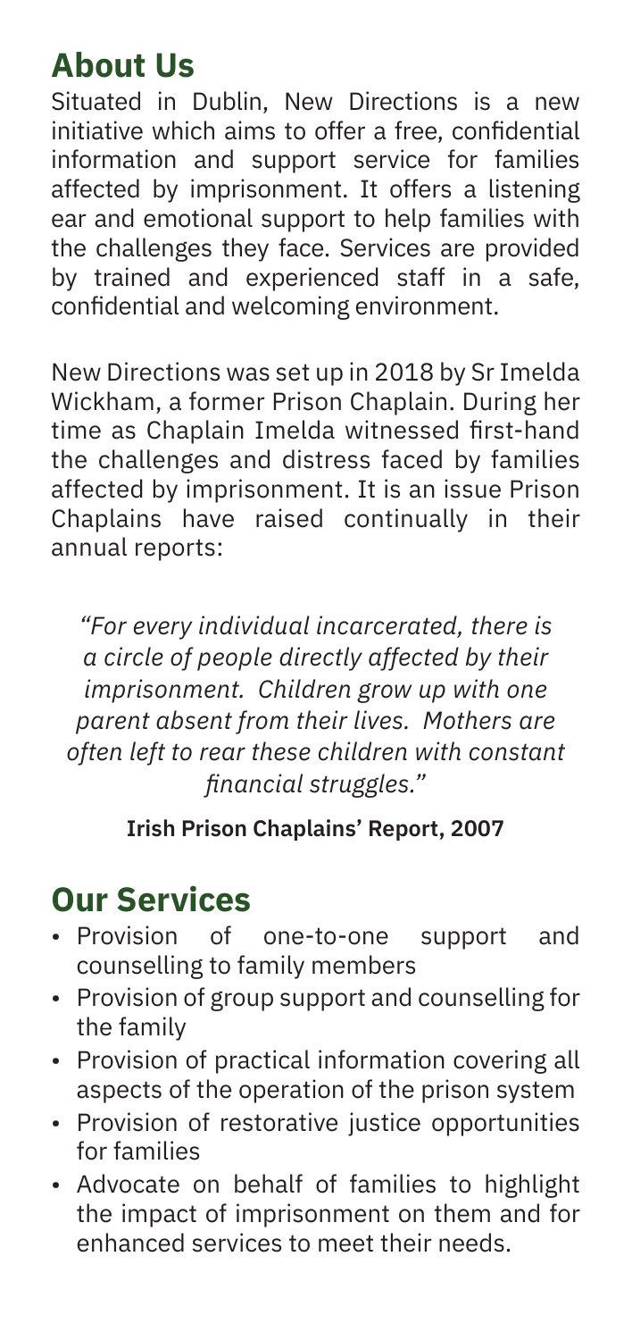## About Us

Situated in Dublin, New Directions is a new initiative which aims to offer a free, confidential information and support service for families affected by imprisonment. It offers a listening ear and emotional support to help families with the challenges they face. Services are provided by trained and experienced staff in a safe, confidential and welcoming environment.

New Directions was set up in 2018 by Sr Imelda Wickham, a former Prison Chaplain. During her time as Chaplain Imelda witnessed first-hand the challenges and distress faced by families affected by imprisonment. It is an issue Prison Chaplains have raised continually in their annual reports:

*"For every individual incarcerated, there is a circle of people directly affected by their imprisonment. Children grow up with one parent absent from their lives. Mothers are often left to rear these children with constant financial struggles."*

**Irish Prison Chaplains' Report, 2007**

## Our Services

- Provision of one-to-one support and counselling to family members
- Provision of group support and counselling for the family
- Provision of practical information covering all aspects of the operation of the prison system
- Provision of restorative justice opportunities for families
- Advocate on behalf of families to highlight the impact of imprisonment on them and for enhanced services to meet their needs.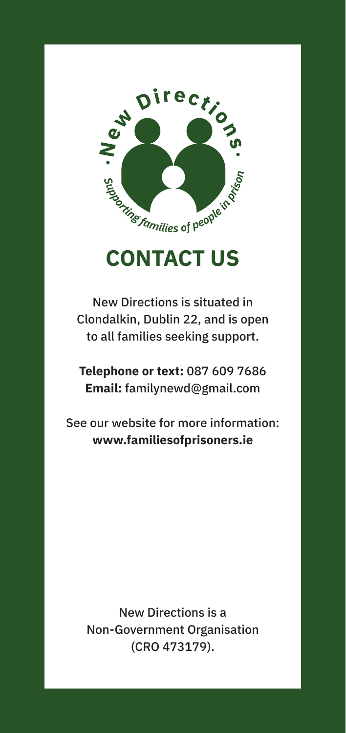New Directions

Supporting families of people in prison

# CONTACT US

New Directions is situated in Clondalkin, Dublin 22, and is open to all families seeking support.

**Telephone or text:** 087 609 7686
**Email:** familynewd@gmail.com

See our website for more information:
**www.familiesofprisoners.ie**

New Directions is a Non-Government Organisation (CRO 473179).